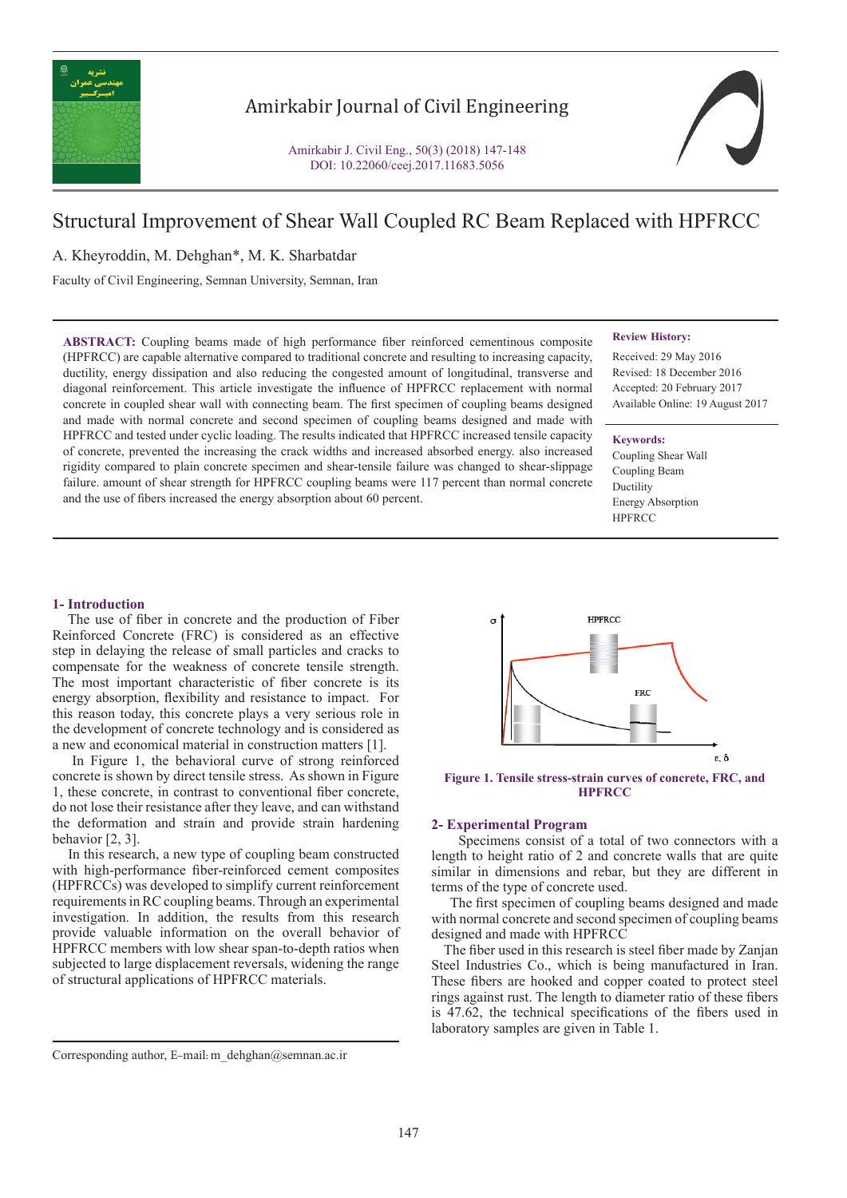# Structural Improvement of Shear Wall Coupled RC Beam Replaced with HPFRCC

A. Kheyroddin, M. Dehghan*, M. K. Sharbatdar

Faculty of Civil Engineering, Semnan University, Semnan, Iran

**ABSTRACT:** Coupling beams made of high performance fiber reinforced cementinous composite (HPFRCC) are capable alternative compared to traditional concrete and resulting to increasing capacity, ductility, energy dissipation and also reducing the congested amount of longitudinal, transverse and diagonal reinforcement. This article investigate the influence of HPFRCC replacement with normal concrete in coupled shear wall with connecting beam. The first specimen of coupling beams designed and made with normal concrete and second specimen of coupling beams designed and made with HPFRCC and tested under cyclic loading. The results indicated that HPFRCC increased tensile capacity of concrete, prevented the increasing the crack widths and increased absorbed energy. also increased rigidity compared to plain concrete specimen and shear-tensile failure was changed to shear-slippage failure. amount of shear strength for HPFRCC coupling beams were 117 percent than normal concrete and the use of fibers increased the energy absorption about 60 percent.

**Review History:**

Received: 29 May 2016
Revised: 18 December 2016
Accepted: 20 February 2017
Available Online: 19 August 2017

**Keywords:**

Coupling Shear Wall
Coupling Beam
Ductility
Energy Absorption
HPFRCC

## 1- Introduction

The use of fiber in concrete and the production of Fiber Reinforced Concrete (FRC) is considered as an effective step in delaying the release of small particles and cracks to compensate for the weakness of concrete tensile strength. The most important characteristic of fiber concrete is its energy absorption, flexibility and resistance to impact. For this reason today, this concrete plays a very serious role in the development of concrete technology and is considered as a new and economical material in construction matters [1].

In Figure 1, the behavioral curve of strong reinforced concrete is shown by direct tensile stress. As shown in Figure 1, these concrete, in contrast to conventional fiber concrete, do not lose their resistance after they leave, and can withstand the deformation and strain and provide strain hardening behavior [2, 3].

In this research, a new type of coupling beam constructed with high-performance fiber-reinforced cement composites (HPFRCCs) was developed to simplify current reinforcement requirements in RC coupling beams. Through an experimental investigation. In addition, the results from this research provide valuable information on the overall behavior of HPFRCC members with low shear span-to-depth ratios when subjected to large displacement reversals, widening the range of structural applications of HPFRCC materials.

**Figure 1. Tensile stress-strain curves of concrete, FRC, and HPFRCC**

## 2- Experimental Program

Specimens consist of a total of two connectors with a length to height ratio of 2 and concrete walls that are quite similar in dimensions and rebar, but they are different in terms of the type of concrete used.

The first specimen of coupling beams designed and made with normal concrete and second specimen of coupling beams designed and made with HPFRCC

The fiber used in this research is steel fiber made by Zanjan Steel Industries Co., which is being manufactured in Iran. These fibers are hooked and copper coated to protect steel rings against rust. The length to diameter ratio of these fibers is 47.62, the technical specifications of the fibers used in laboratory samples are given in Table 1.

Corresponding author, E-mail: m_dehghan@semnan.ac.ir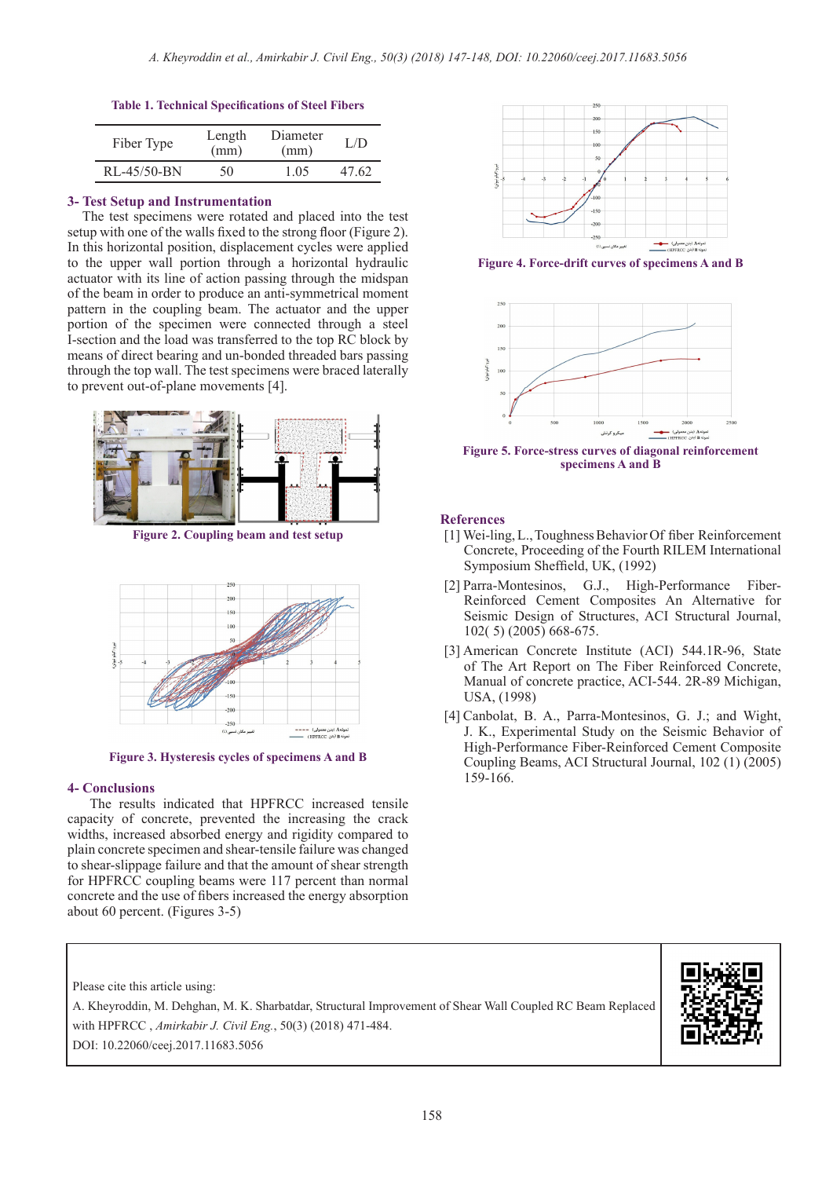Table 1. Technical Specifications of Steel Fibers

| Fiber Type | Length (mm) | Diameter (mm) | L/D |
|---|---|---|---|
| RL-45/50-BN | 50 | 1.05 | 47.62 |

## 3- Test Setup and Instrumentation

The test specimens were rotated and placed into the test setup with one of the walls fixed to the strong floor (Figure 2). In this horizontal position, displacement cycles were applied to the upper wall portion through a horizontal hydraulic actuator with its line of action passing through the midspan of the beam in order to produce an anti-symmetrical moment pattern in the coupling beam. The actuator and the upper portion of the specimen were connected through a steel I-section and the load was transferred to the top RC block by means of direct bearing and un-bonded threaded bars passing through the top wall. The test specimens were braced laterally to prevent out-of-plane movements [4].

Figure 2. Coupling beam and test setup

Figure 3. Hysteresis cycles of specimens A and B

## 4- Conclusions

The results indicated that HPFRCC increased tensile capacity of concrete, prevented the increasing the crack widths, increased absorbed energy and rigidity compared to plain concrete specimen and shear-tensile failure was changed to shear-slippage failure and that the amount of shear strength for HPFRCC coupling beams were 117 percent than normal concrete and the use of fibers increased the energy absorption about 60 percent. (Figures 3-5)

Figure 4. Force-drift curves of specimens A and B

Figure 5. Force-stress curves of diagonal reinforcement specimens A and B

## References

[1] Wei-ling, L., Toughness Behavior Of fiber Reinforcement Concrete, Proceeding of the Fourth RILEM International Symposium Sheffield, UK, (1992)

[2] Parra-Montesinos, G.J., High-Performance Fiber-Reinforced Cement Composites An Alternative for Seismic Design of Structures, ACI Structural Journal, 102( 5) (2005) 668-675.

[3] American Concrete Institute (ACI) 544.1R-96, State of The Art Report on The Fiber Reinforced Concrete, Manual of concrete practice, ACI-544. 2R-89 Michigan, USA, (1998)

[4] Canbolat, B. A., Parra-Montesinos, G. J.; and Wight, J. K., Experimental Study on the Seismic Behavior of High-Performance Fiber-Reinforced Cement Composite Coupling Beams, ACI Structural Journal, 102 (1) (2005) 159-166.

Please cite this article using:

A. Kheyroddin, M. Dehghan, M. K. Sharbatdar, Structural Improvement of Shear Wall Coupled RC Beam Replaced with HPFRCC , *Amirkabir J. Civil Eng.*, 50(3) (2018) 471-484.

DOI: 10.22060/ceej.2017.11683.5056